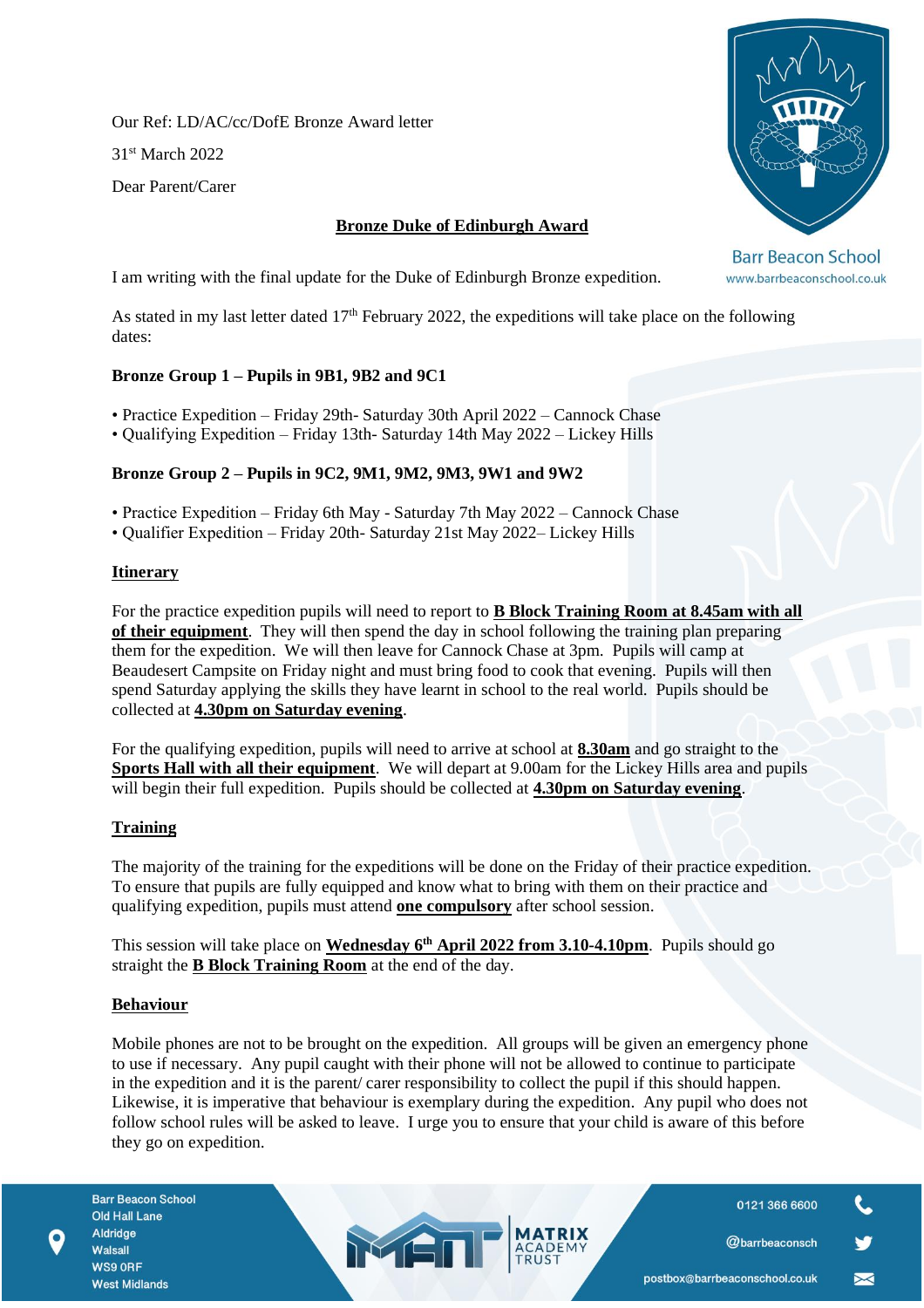Our Ref: LD/AC/cc/DofE Bronze Award letter

31st March 2022

Dear Parent/Carer

**Bronze Duke of Edinburgh Award**

I am writing with the final update for the Duke of Edinburgh Bronze expedition.

As stated in my last letter dated 17th February 2022, the expeditions will take place on the following dates:

**Bronze Group 1 – Pupils in 9B1, 9B2 and 9C1**

- Practice Expedition – Friday 29th- Saturday 30th April 2022 – Cannock Chase
- Qualifying Expedition – Friday 13th- Saturday 14th May 2022 – Lickey Hills

**Bronze Group 2 – Pupils in 9C2, 9M1, 9M2, 9M3, 9W1 and 9W2**

- Practice Expedition – Friday 6th May - Saturday 7th May 2022 – Cannock Chase
- Qualifier Expedition – Friday 20th- Saturday 21st May 2022– Lickey Hills

**Itinerary**

For the practice expedition pupils will need to report to **B Block Training Room at 8.45am with all of their equipment**. They will then spend the day in school following the training plan preparing them for the expedition. We will then leave for Cannock Chase at 3pm. Pupils will camp at Beaudesert Campsite on Friday night and must bring food to cook that evening. Pupils will then spend Saturday applying the skills they have learnt in school to the real world. Pupils should be collected at **4.30pm on Saturday evening**.

For the qualifying expedition, pupils will need to arrive at school at **8.30am** and go straight to the **Sports Hall with all their equipment**. We will depart at 9.00am for the Lickey Hills area and pupils will begin their full expedition. Pupils should be collected at **4.30pm on Saturday evening**.

**Training**

The majority of the training for the expeditions will be done on the Friday of their practice expedition. To ensure that pupils are fully equipped and know what to bring with them on their practice and qualifying expedition, pupils must attend **one compulsory** after school session.

This session will take place on **Wednesday 6th April 2022 from 3.10-4.10pm**. Pupils should go straight the **B Block Training Room** at the end of the day.

**Behaviour**

Mobile phones are not to be brought on the expedition. All groups will be given an emergency phone to use if necessary. Any pupil caught with their phone will not be allowed to continue to participate in the expedition and it is the parent/ carer responsibility to collect the pupil if this should happen. Likewise, it is imperative that behaviour is exemplary during the expedition. Any pupil who does not follow school rules will be asked to leave. I urge you to ensure that your child is aware of this before they go on expedition.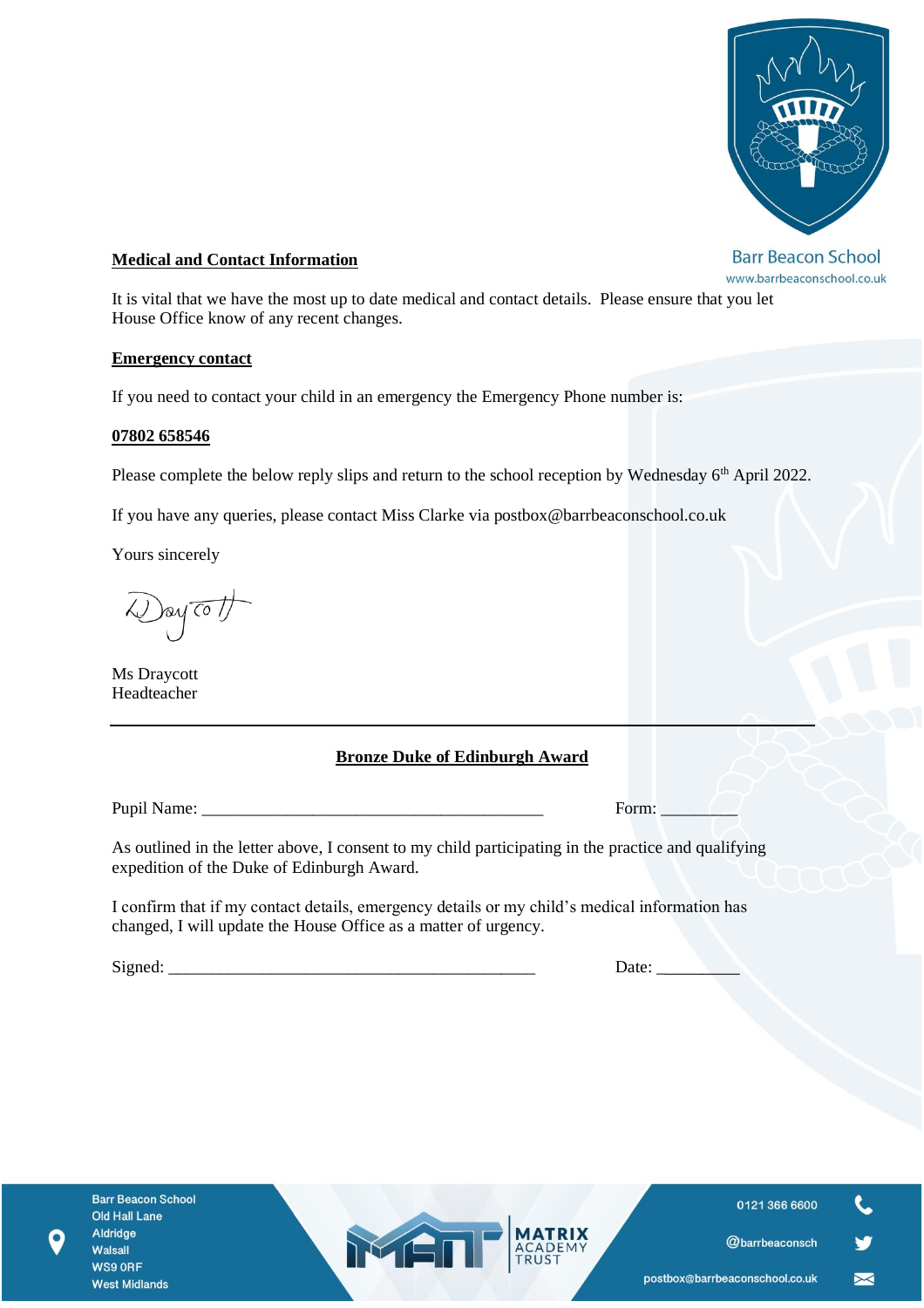Barr Beacon School
www.barrbeaconschool.co.uk

**Medical and Contact Information**

It is vital that we have the most up to date medical and contact details. Please ensure that you let House Office know of any recent changes.

**Emergency contact**

If you need to contact your child in an emergency the Emergency Phone number is:

**07802 658546**

Please complete the below reply slips and return to the school reception by Wednesday 6th April 2022.

If you have any queries, please contact Miss Clarke via postbox@barrbeaconschool.co.uk

Yours sincerely

Ms Draycott
Headteacher

---

**Bronze Duke of Edinburgh Award**

Pupil Name: ________________________________________ Form: _________

As outlined in the letter above, I consent to my child participating in the practice and qualifying expedition of the Duke of Edinburgh Award.

I confirm that if my contact details, emergency details or my child's medical information has changed, I will update the House Office as a matter of urgency.

Signed: ____________________________________________ Date: __________

Barr Beacon School
Old Hall Lane
Aldridge
Walsall
WS9 0RF
West Midlands

MATRIX ACADEMY TRUST

0121 366 6600
@barrbeaconsch
postbox@barrbeaconschool.co.uk